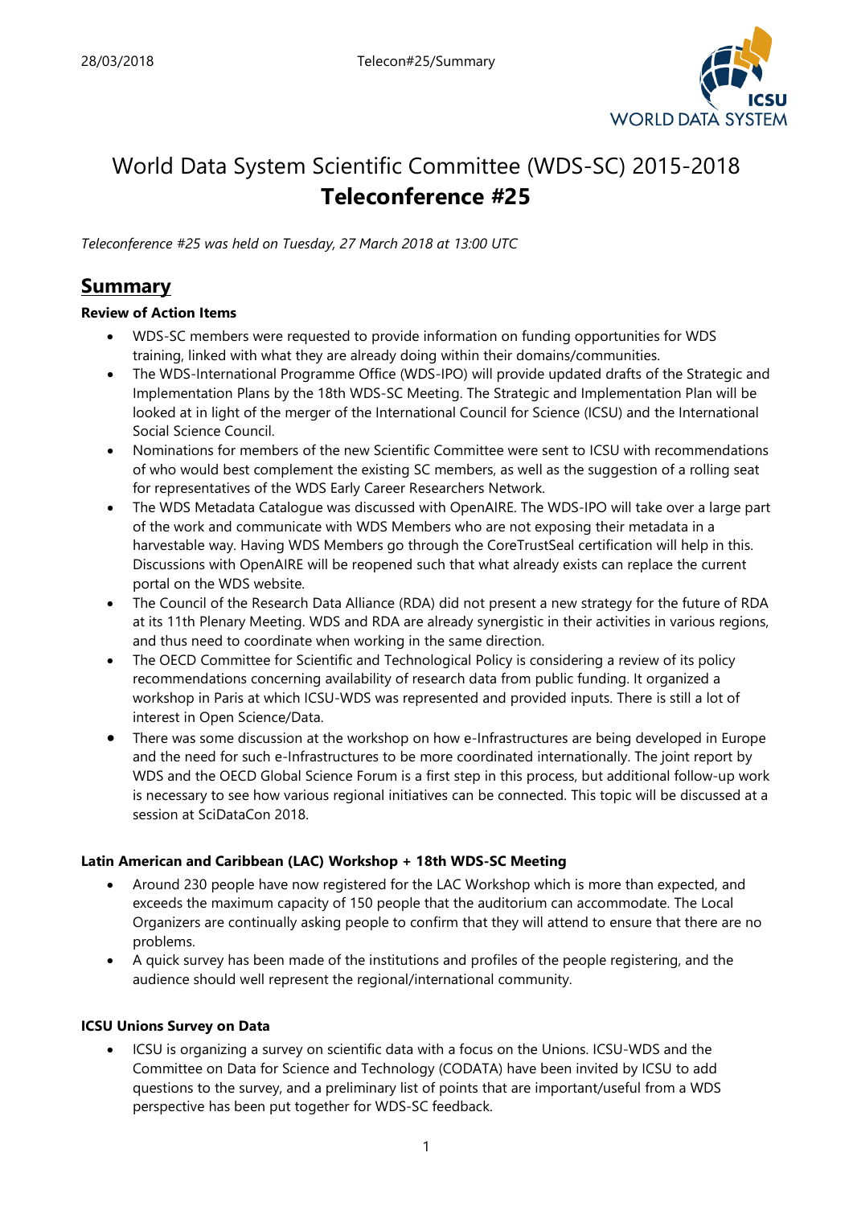# World Data System Scientific Committee (WDS-SC) 2015-2018

# **Teleconference #25**

*Teleconference #25 was held on Tuesday, 27 March 2018 at 13:00 UTC*

## Summary

**Review of Action Items**

- WDS-SC members were requested to provide information on funding opportunities for WDS training, linked with what they are already doing within their domains/communities.
- The WDS-International Programme Office (WDS-IPO) will provide updated drafts of the Strategic and Implementation Plans by the 18th WDS-SC Meeting. The Strategic and Implementation Plan will be looked at in light of the merger of the International Council for Science (ICSU) and the International Social Science Council.
- Nominations for members of the new Scientific Committee were sent to ICSU with recommendations of who would best complement the existing SC members, as well as the suggestion of a rolling seat for representatives of the WDS Early Career Researchers Network.
- The WDS Metadata Catalogue was discussed with OpenAIRE. The WDS-IPO will take over a large part of the work and communicate with WDS Members who are not exposing their metadata in a harvestable way. Having WDS Members go through the CoreTrustSeal certification will help in this. Discussions with OpenAIRE will be reopened such that what already exists can replace the current portal on the WDS website.
- The Council of the Research Data Alliance (RDA) did not present a new strategy for the future of RDA at its 11th Plenary Meeting. WDS and RDA are already synergistic in their activities in various regions, and thus need to coordinate when working in the same direction.
- The OECD Committee for Scientific and Technological Policy is considering a review of its policy recommendations concerning availability of research data from public funding. It organized a workshop in Paris at which ICSU-WDS was represented and provided inputs. There is still a lot of interest in Open Science/Data.
- There was some discussion at the workshop on how e-Infrastructures are being developed in Europe and the need for such e-Infrastructures to be more coordinated internationally. The joint report by WDS and the OECD Global Science Forum is a first step in this process, but additional follow-up work is necessary to see how various regional initiatives can be connected. This topic will be discussed at a session at SciDataCon 2018.

**Latin American and Caribbean (LAC) Workshop + 18th WDS-SC Meeting**

- Around 230 people have now registered for the LAC Workshop which is more than expected, and exceeds the maximum capacity of 150 people that the auditorium can accommodate. The Local Organizers are continually asking people to confirm that they will attend to ensure that there are no problems.
- A quick survey has been made of the institutions and profiles of the people registering, and the audience should well represent the regional/international community.

**ICSU Unions Survey on Data**

- ICSU is organizing a survey on scientific data with a focus on the Unions. ICSU-WDS and the Committee on Data for Science and Technology (CODATA) have been invited by ICSU to add questions to the survey, and a preliminary list of points that are important/useful from a WDS perspective has been put together for WDS-SC feedback.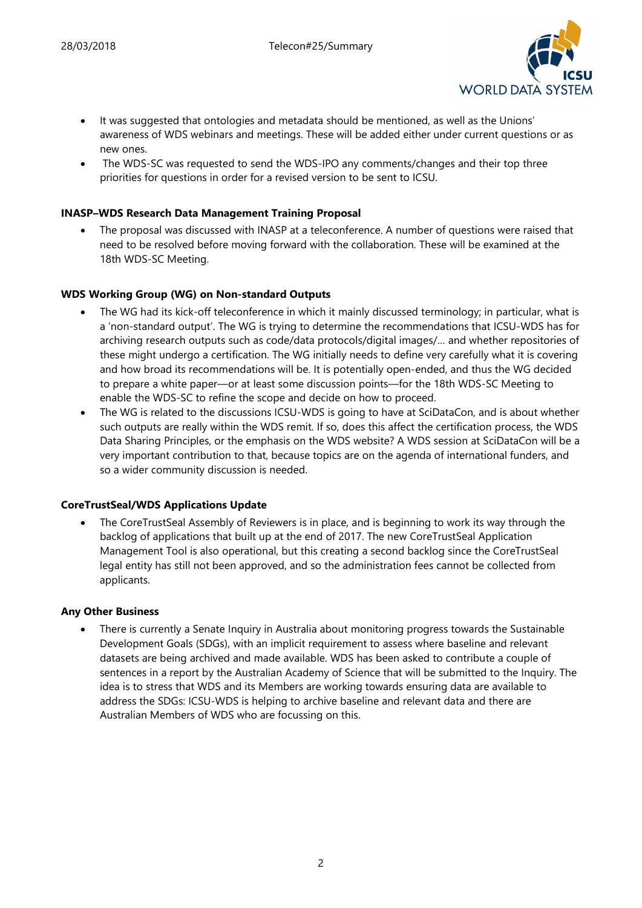- It was suggested that ontologies and metadata should be mentioned, as well as the Unions' awareness of WDS webinars and meetings. These will be added either under current questions or as new ones.
- The WDS-SC was requested to send the WDS-IPO any comments/changes and their top three priorities for questions in order for a revised version to be sent to ICSU.

**INASP–WDS Research Data Management Training Proposal**

- The proposal was discussed with INASP at a teleconference. A number of questions were raised that need to be resolved before moving forward with the collaboration. These will be examined at the 18th WDS-SC Meeting.

**WDS Working Group (WG) on Non-standard Outputs**

- The WG had its kick-off teleconference in which it mainly discussed terminology; in particular, what is a 'non-standard output'. The WG is trying to determine the recommendations that ICSU-WDS has for archiving research outputs such as code/data protocols/digital images/... and whether repositories of these might undergo a certification. The WG initially needs to define very carefully what it is covering and how broad its recommendations will be. It is potentially open-ended, and thus the WG decided to prepare a white paper—or at least some discussion points—for the 18th WDS-SC Meeting to enable the WDS-SC to refine the scope and decide on how to proceed.
- The WG is related to the discussions ICSU-WDS is going to have at SciDataCon, and is about whether such outputs are really within the WDS remit. If so, does this affect the certification process, the WDS Data Sharing Principles, or the emphasis on the WDS website? A WDS session at SciDataCon will be a very important contribution to that, because topics are on the agenda of international funders, and so a wider community discussion is needed.

**CoreTrustSeal/WDS Applications Update**

- The CoreTrustSeal Assembly of Reviewers is in place, and is beginning to work its way through the backlog of applications that built up at the end of 2017. The new CoreTrustSeal Application Management Tool is also operational, but this creating a second backlog since the CoreTrustSeal legal entity has still not been approved, and so the administration fees cannot be collected from applicants.

**Any Other Business**

- There is currently a Senate Inquiry in Australia about monitoring progress towards the Sustainable Development Goals (SDGs), with an implicit requirement to assess where baseline and relevant datasets are being archived and made available. WDS has been asked to contribute a couple of sentences in a report by the Australian Academy of Science that will be submitted to the Inquiry. The idea is to stress that WDS and its Members are working towards ensuring data are available to address the SDGs: ICSU-WDS is helping to archive baseline and relevant data and there are Australian Members of WDS who are focussing on this.